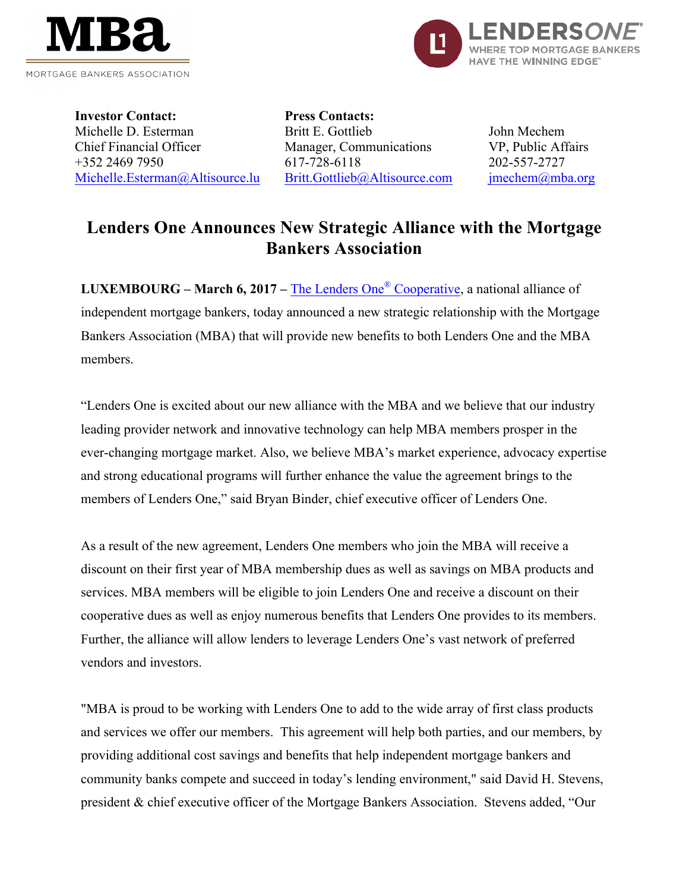MBa MORTGAGE BANKERS ASSOCIATION

LENDERSONE® WHERE TOP MORTGAGE BANKERS HAVE THE WINNING EDGE™

| **Investor Contact:** | **Press Contacts:** | |
| --- | --- | --- |
| Michelle D. Esterman | Britt E. Gottlieb | John Mechem |
| Chief Financial Officer | Manager, Communications | VP, Public Affairs |
| +352 2469 7950 | 617-728-6118 | 202-557-2727 |
| Michelle.Esterman@Altisource.lu | Britt.Gottlieb@Altisource.com | jmechem@mba.org |

# Lenders One Announces New Strategic Alliance with the Mortgage Bankers Association

**LUXEMBOURG – March 6, 2017 –** The Lenders One® Cooperative, a national alliance of independent mortgage bankers, today announced a new strategic relationship with the Mortgage Bankers Association (MBA) that will provide new benefits to both Lenders One and the MBA members.

"Lenders One is excited about our new alliance with the MBA and we believe that our industry leading provider network and innovative technology can help MBA members prosper in the ever-changing mortgage market. Also, we believe MBA's market experience, advocacy expertise and strong educational programs will further enhance the value the agreement brings to the members of Lenders One," said Bryan Binder, chief executive officer of Lenders One.

As a result of the new agreement, Lenders One members who join the MBA will receive a discount on their first year of MBA membership dues as well as savings on MBA products and services. MBA members will be eligible to join Lenders One and receive a discount on their cooperative dues as well as enjoy numerous benefits that Lenders One provides to its members. Further, the alliance will allow lenders to leverage Lenders One's vast network of preferred vendors and investors.

"MBA is proud to be working with Lenders One to add to the wide array of first class products and services we offer our members. This agreement will help both parties, and our members, by providing additional cost savings and benefits that help independent mortgage bankers and community banks compete and succeed in today's lending environment," said David H. Stevens, president & chief executive officer of the Mortgage Bankers Association. Stevens added, "Our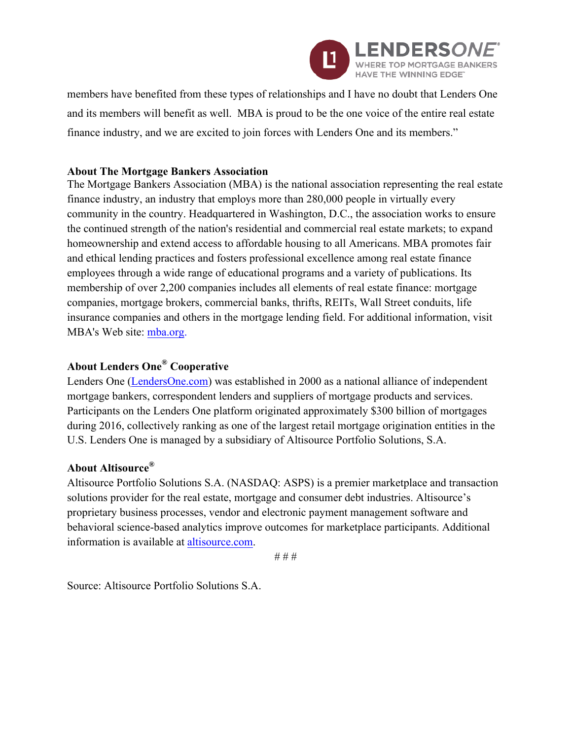members have benefited from these types of relationships and I have no doubt that Lenders One and its members will benefit as well. MBA is proud to be the one voice of the entire real estate finance industry, and we are excited to join forces with Lenders One and its members."

**About The Mortgage Bankers Association**
The Mortgage Bankers Association (MBA) is the national association representing the real estate finance industry, an industry that employs more than 280,000 people in virtually every community in the country. Headquartered in Washington, D.C., the association works to ensure the continued strength of the nation's residential and commercial real estate markets; to expand homeownership and extend access to affordable housing to all Americans. MBA promotes fair and ethical lending practices and fosters professional excellence among real estate finance employees through a wide range of educational programs and a variety of publications. Its membership of over 2,200 companies includes all elements of real estate finance: mortgage companies, mortgage brokers, commercial banks, thrifts, REITs, Wall Street conduits, life insurance companies and others in the mortgage lending field. For additional information, visit MBA's Web site: mba.org.

**About Lenders One® Cooperative**
Lenders One (LendersOne.com) was established in 2000 as a national alliance of independent mortgage bankers, correspondent lenders and suppliers of mortgage products and services. Participants on the Lenders One platform originated approximately $300 billion of mortgages during 2016, collectively ranking as one of the largest retail mortgage origination entities in the U.S. Lenders One is managed by a subsidiary of Altisource Portfolio Solutions, S.A.

**About Altisource®**
Altisource Portfolio Solutions S.A. (NASDAQ: ASPS) is a premier marketplace and transaction solutions provider for the real estate, mortgage and consumer debt industries. Altisource's proprietary business processes, vendor and electronic payment management software and behavioral science-based analytics improve outcomes for marketplace participants. Additional information is available at altisource.com.

# # #

Source: Altisource Portfolio Solutions S.A.